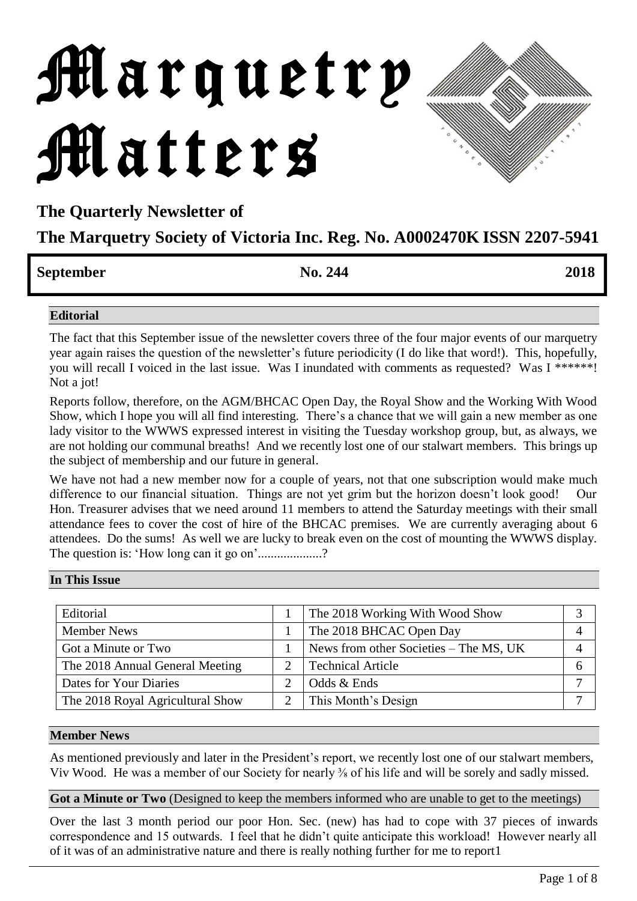# Marquetry Matters

## The Quarterly Newsletter of

## The Marquetry Society of Victoria Inc. Reg. No. A0002470K ISSN 2207-5941

| **September** | **No. 244** | **2018** |
|---|---|---|

### Editorial

The fact that this September issue of the newsletter covers three of the four major events of our marquetry year again raises the question of the newsletter's future periodicity (I do like that word!). This, hopefully, you will recall I voiced in the last issue. Was I inundated with comments as requested? Was I ******! Not a jot!

Reports follow, therefore, on the AGM/BHCAC Open Day, the Royal Show and the Working With Wood Show, which I hope you will all find interesting. There's a chance that we will gain a new member as one lady visitor to the WWWS expressed interest in visiting the Tuesday workshop group, but, as always, we are not holding our communal breaths! And we recently lost one of our stalwart members. This brings up the subject of membership and our future in general.

We have not had a new member now for a couple of years, not that one subscription would make much difference to our financial situation. Things are not yet grim but the horizon doesn't look good! Our Hon. Treasurer advises that we need around 11 members to attend the Saturday meetings with their small attendance fees to cover the cost of hire of the BHCAC premises. We are currently averaging about 6 attendees. Do the sums! As well we are lucky to break even on the cost of mounting the WWWS display. The question is: 'How long can it go on'....................?

### In This Issue

| | | | |
|---|---|---|---|
| Editorial | 1 | The 2018 Working With Wood Show | 3 |
| Member News | 1 | The 2018 BHCAC Open Day | 4 |
| Got a Minute or Two | 1 | News from other Societies – The MS, UK | 4 |
| The 2018 Annual General Meeting | 2 | Technical Article | 6 |
| Dates for Your Diaries | 2 | Odds & Ends | 7 |
| The 2018 Royal Agricultural Show | 2 | This Month's Design | 7 |

### Member News

As mentioned previously and later in the President's report, we recently lost one of our stalwart members, Viv Wood. He was a member of our Society for nearly ⅗ of his life and will be sorely and sadly missed.

### Got a Minute or Two (Designed to keep the members informed who are unable to get to the meetings)

Over the last 3 month period our poor Hon. Sec. (new) has had to cope with 37 pieces of inwards correspondence and 15 outwards. I feel that he didn't quite anticipate this workload! However nearly all of it was of an administrative nature and there is really nothing further for me to report1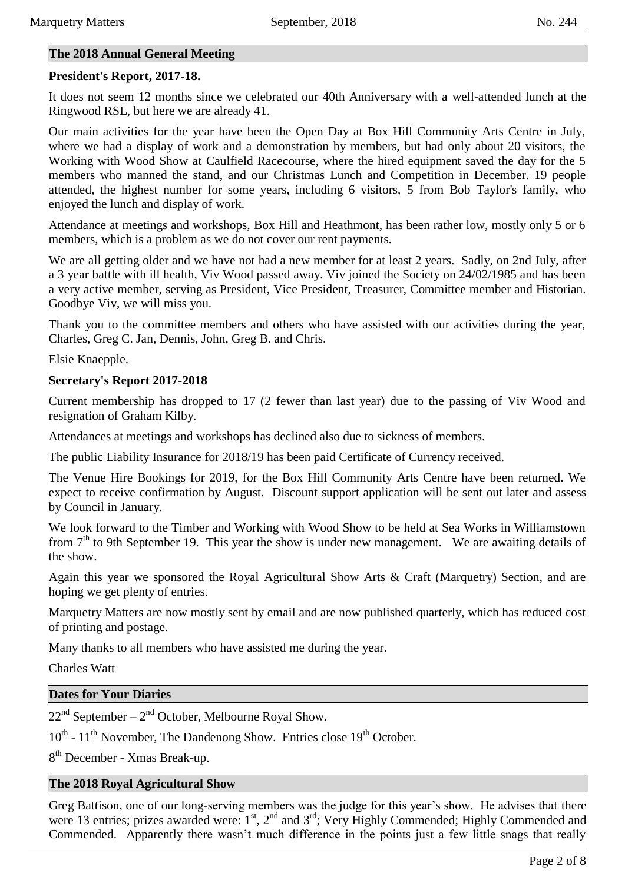## The 2018 Annual General Meeting

**President's Report, 2017-18.**

It does not seem 12 months since we celebrated our 40th Anniversary with a well-attended lunch at the Ringwood RSL, but here we are already 41.

Our main activities for the year have been the Open Day at Box Hill Community Arts Centre in July, where we had a display of work and a demonstration by members, but had only about 20 visitors, the Working with Wood Show at Caulfield Racecourse, where the hired equipment saved the day for the 5 members who manned the stand, and our Christmas Lunch and Competition in December. 19 people attended, the highest number for some years, including 6 visitors, 5 from Bob Taylor's family, who enjoyed the lunch and display of work.

Attendance at meetings and workshops, Box Hill and Heathmont, has been rather low, mostly only 5 or 6 members, which is a problem as we do not cover our rent payments.

We are all getting older and we have not had a new member for at least 2 years. Sadly, on 2nd July, after a 3 year battle with ill health, Viv Wood passed away. Viv joined the Society on 24/02/1985 and has been a very active member, serving as President, Vice President, Treasurer, Committee member and Historian. Goodbye Viv, we will miss you.

Thank you to the committee members and others who have assisted with our activities during the year, Charles, Greg C. Jan, Dennis, John, Greg B. and Chris.

Elsie Knaepple.

**Secretary's Report 2017-2018**

Current membership has dropped to 17 (2 fewer than last year) due to the passing of Viv Wood and resignation of Graham Kilby.

Attendances at meetings and workshops has declined also due to sickness of members.

The public Liability Insurance for 2018/19 has been paid Certificate of Currency received.

The Venue Hire Bookings for 2019, for the Box Hill Community Arts Centre have been returned. We expect to receive confirmation by August. Discount support application will be sent out later and assess by Council in January.

We look forward to the Timber and Working with Wood Show to be held at Sea Works in Williamstown from 7th to 9th September 19. This year the show is under new management. We are awaiting details of the show.

Again this year we sponsored the Royal Agricultural Show Arts & Craft (Marquetry) Section, and are hoping we get plenty of entries.

Marquetry Matters are now mostly sent by email and are now published quarterly, which has reduced cost of printing and postage.

Many thanks to all members who have assisted me during the year.

Charles Watt

## Dates for Your Diaries

22nd September – 2nd October, Melbourne Royal Show.

10th - 11th November, The Dandenong Show. Entries close 19th October.

8th December - Xmas Break-up.

## The 2018 Royal Agricultural Show

Greg Battison, one of our long-serving members was the judge for this year's show. He advises that there were 13 entries; prizes awarded were: 1st, 2nd and 3rd; Very Highly Commended; Highly Commended and Commended. Apparently there wasn't much difference in the points just a few little snags that really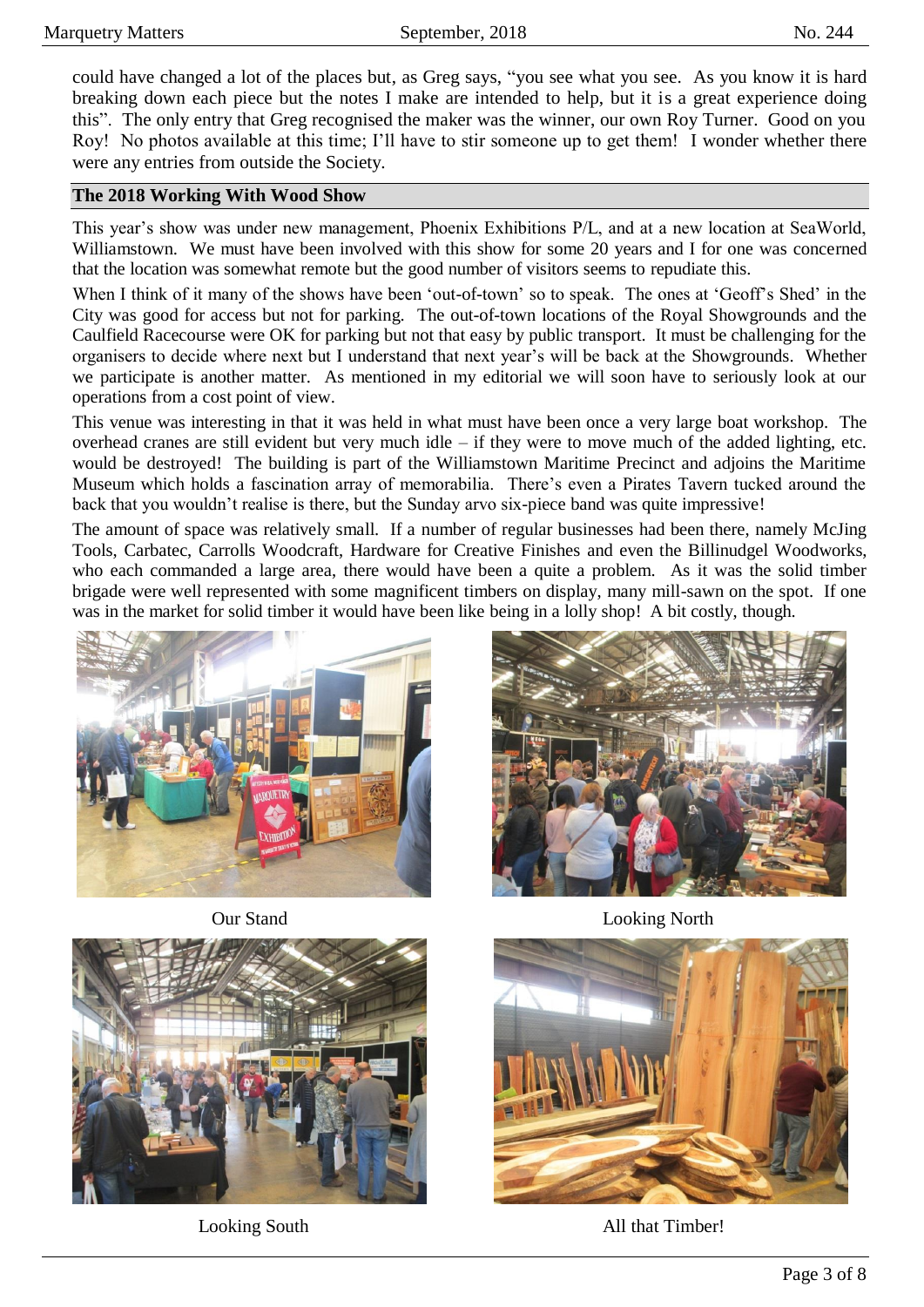could have changed a lot of the places but, as Greg says, "you see what you see. As you know it is hard breaking down each piece but the notes I make are intended to help, but it is a great experience doing this". The only entry that Greg recognised the maker was the winner, our own Roy Turner. Good on you Roy! No photos available at this time; I'll have to stir someone up to get them! I wonder whether there were any entries from outside the Society.

## The 2018 Working With Wood Show

This year's show was under new management, Phoenix Exhibitions P/L, and at a new location at SeaWorld, Williamstown. We must have been involved with this show for some 20 years and I for one was concerned that the location was somewhat remote but the good number of visitors seems to repudiate this.

When I think of it many of the shows have been 'out-of-town' so to speak. The ones at 'Geoff's Shed' in the City was good for access but not for parking. The out-of-town locations of the Royal Showgrounds and the Caulfield Racecourse were OK for parking but not that easy by public transport. It must be challenging for the organisers to decide where next but I understand that next year's will be back at the Showgrounds. Whether we participate is another matter. As mentioned in my editorial we will soon have to seriously look at our operations from a cost point of view.

This venue was interesting in that it was held in what must have been once a very large boat workshop. The overhead cranes are still evident but very much idle – if they were to move much of the added lighting, etc. would be destroyed! The building is part of the Williamstown Maritime Precinct and adjoins the Maritime Museum which holds a fascination array of memorabilia. There's even a Pirates Tavern tucked around the back that you wouldn't realise is there, but the Sunday arvo six-piece band was quite impressive!

The amount of space was relatively small. If a number of regular businesses had been there, namely McJing Tools, Carbatec, Carrolls Woodcraft, Hardware for Creative Finishes and even the Billinudgel Woodworks, who each commanded a large area, there would have been a quite a problem. As it was the solid timber brigade were well represented with some magnificent timbers on display, many mill-sawn on the spot. If one was in the market for solid timber it would have been like being in a lolly shop! A bit costly, though.

Our Stand

Looking North

Looking South

All that Timber!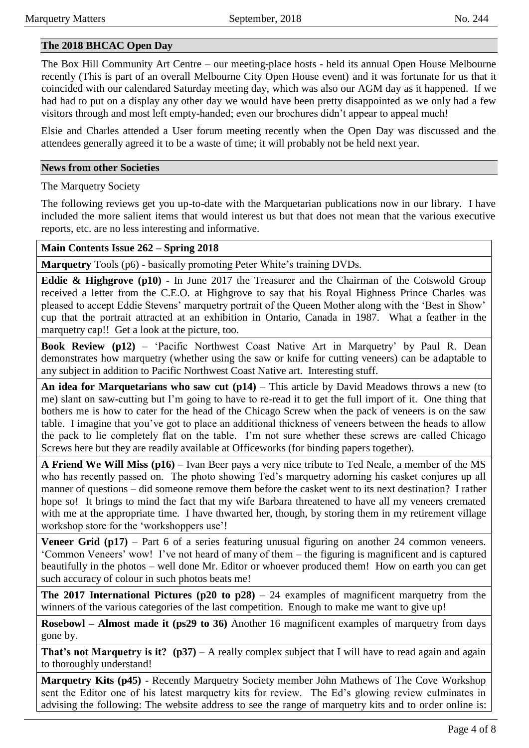## The 2018 BHCAC Open Day

The Box Hill Community Art Centre – our meeting-place hosts - held its annual Open House Melbourne recently (This is part of an overall Melbourne City Open House event) and it was fortunate for us that it coincided with our calendared Saturday meeting day, which was also our AGM day as it happened. If we had had to put on a display any other day we would have been pretty disappointed as we only had a few visitors through and most left empty-handed; even our brochures didn't appear to appeal much!

Elsie and Charles attended a User forum meeting recently when the Open Day was discussed and the attendees generally agreed it to be a waste of time; it will probably not be held next year.

## News from other Societies

The Marquetry Society

The following reviews get you up-to-date with the Marquetarian publications now in our library. I have included the more salient items that would interest us but that does not mean that the various executive reports, etc. are no less interesting and informative.

| **Main Contents Issue 262 – Spring 2018** |
|---|
| **Marquetry** Tools (p6) - basically promoting Peter White's training DVDs. |
| **Eddie & Highgrove (p10)** - In June 2017 the Treasurer and the Chairman of the Cotswold Group received a letter from the C.E.O. at Highgrove to say that his Royal Highness Prince Charles was pleased to accept Eddie Stevens' marquetry portrait of the Queen Mother along with the 'Best in Show' cup that the portrait attracted at an exhibition in Ontario, Canada in 1987. What a feather in the marquetry cap!! Get a look at the picture, too. |
| **Book Review (p12)** – 'Pacific Northwest Coast Native Art in Marquetry' by Paul R. Dean demonstrates how marquetry (whether using the saw or knife for cutting veneers) can be adaptable to any subject in addition to Pacific Northwest Coast Native art. Interesting stuff. |
| **An idea for Marquetarians who saw cut (p14)** – This article by David Meadows throws a new (to me) slant on saw-cutting but I'm going to have to re-read it to get the full import of it. One thing that bothers me is how to cater for the head of the Chicago Screw when the pack of veneers is on the saw table. I imagine that you've got to place an additional thickness of veneers between the heads to allow the pack to lie completely flat on the table. I'm not sure whether these screws are called Chicago Screws here but they are readily available at Officeworks (for binding papers together). |
| **A Friend We Will Miss (p16)** – Ivan Beer pays a very nice tribute to Ted Neale, a member of the MS who has recently passed on. The photo showing Ted's marquetry adorning his casket conjures up all manner of questions – did someone remove them before the casket went to its next destination? I rather hope so! It brings to mind the fact that my wife Barbara threatened to have all my veneers cremated with me at the appropriate time. I have thwarted her, though, by storing them in my retirement village workshop store for the 'workshoppers use'! |
| **Veneer Grid (p17)** – Part 6 of a series featuring unusual figuring on another 24 common veneers. 'Common Veneers' wow! I've not heard of many of them – the figuring is magnificent and is captured beautifully in the photos – well done Mr. Editor or whoever produced them! How on earth you can get such accuracy of colour in such photos beats me! |
| **The 2017 International Pictures (p20 to p28)** – 24 examples of magnificent marquetry from the winners of the various categories of the last competition. Enough to make me want to give up! |
| **Rosebowl – Almost made it (ps29 to 36)** Another 16 magnificent examples of marquetry from days gone by. |
| **That's not Marquetry is it? (p37)** – A really complex subject that I will have to read again and again to thoroughly understand! |
| **Marquetry Kits (p45)** - Recently Marquetry Society member John Mathews of The Cove Workshop sent the Editor one of his latest marquetry kits for review. The Ed's glowing review culminates in advising the following: The website address to see the range of marquetry kits and to order online is: |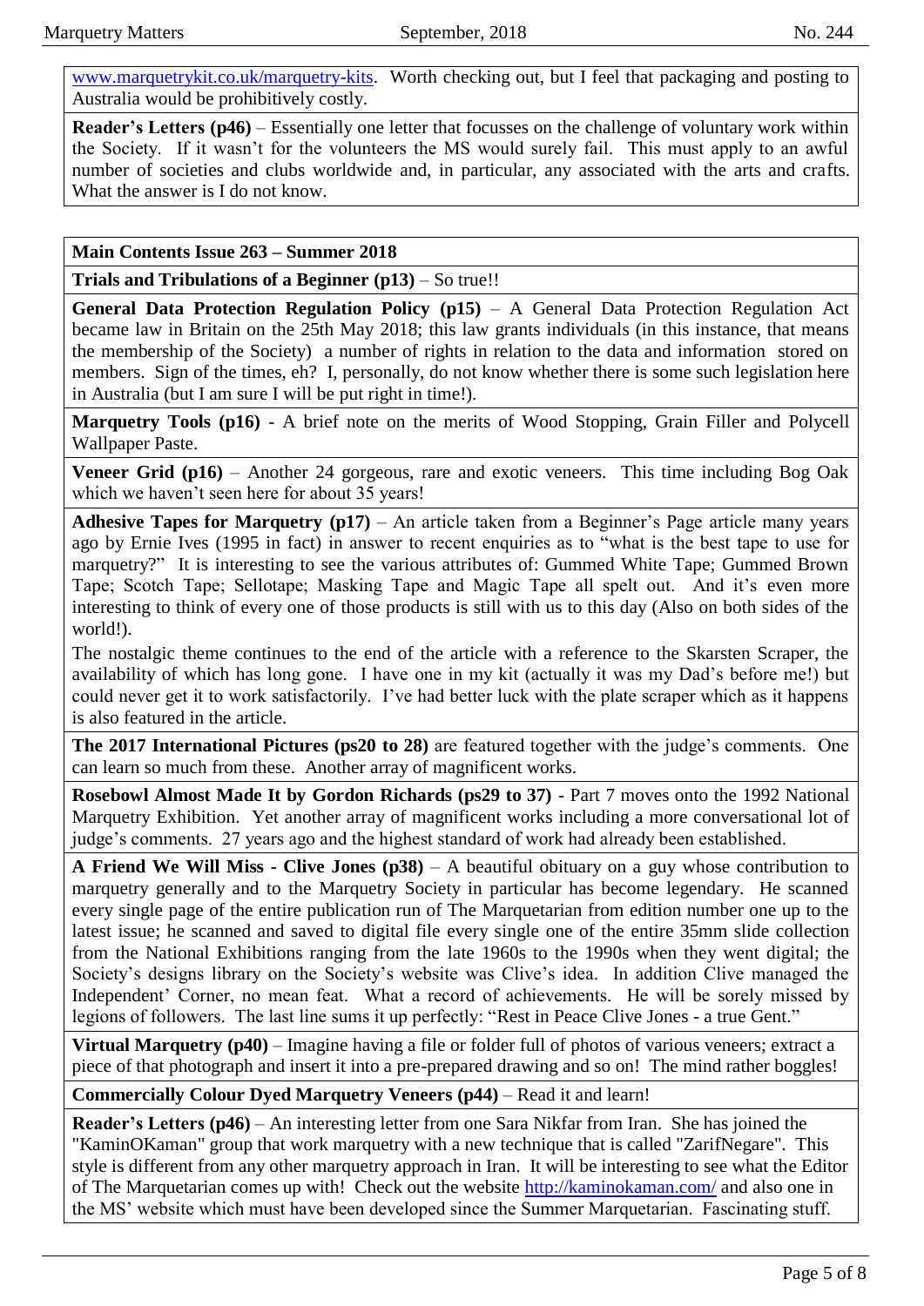www.marquetrykit.co.uk/marquetry-kits. Worth checking out, but I feel that packaging and posting to Australia would be prohibitively costly.

**Reader's Letters (p46)** – Essentially one letter that focusses on the challenge of voluntary work within the Society. If it wasn't for the volunteers the MS would surely fail. This must apply to an awful number of societies and clubs worldwide and, in particular, any associated with the arts and crafts. What the answer is I do not know.

**Main Contents Issue 263 – Summer 2018**

**Trials and Tribulations of a Beginner (p13)** – So true!!

**General Data Protection Regulation Policy (p15)** – A General Data Protection Regulation Act became law in Britain on the 25th May 2018; this law grants individuals (in this instance, that means the membership of the Society) a number of rights in relation to the data and information stored on members. Sign of the times, eh? I, personally, do not know whether there is some such legislation here in Australia (but I am sure I will be put right in time!).

**Marquetry Tools (p16)** - A brief note on the merits of Wood Stopping, Grain Filler and Polycell Wallpaper Paste.

**Veneer Grid (p16)** – Another 24 gorgeous, rare and exotic veneers. This time including Bog Oak which we haven't seen here for about 35 years!

**Adhesive Tapes for Marquetry (p17)** – An article taken from a Beginner's Page article many years ago by Ernie Ives (1995 in fact) in answer to recent enquiries as to "what is the best tape to use for marquetry?" It is interesting to see the various attributes of: Gummed White Tape; Gummed Brown Tape; Scotch Tape; Sellotape; Masking Tape and Magic Tape all spelt out. And it's even more interesting to think of every one of those products is still with us to this day (Also on both sides of the world!).

The nostalgic theme continues to the end of the article with a reference to the Skarsten Scraper, the availability of which has long gone. I have one in my kit (actually it was my Dad's before me!) but could never get it to work satisfactorily. I've had better luck with the plate scraper which as it happens is also featured in the article.

**The 2017 International Pictures (ps20 to 28)** are featured together with the judge's comments. One can learn so much from these. Another array of magnificent works.

**Rosebowl Almost Made It by Gordon Richards (ps29 to 37)** - Part 7 moves onto the 1992 National Marquetry Exhibition. Yet another array of magnificent works including a more conversational lot of judge's comments. 27 years ago and the highest standard of work had already been established.

**A Friend We Will Miss - Clive Jones (p38)** – A beautiful obituary on a guy whose contribution to marquetry generally and to the Marquetry Society in particular has become legendary. He scanned every single page of the entire publication run of The Marquetarian from edition number one up to the latest issue; he scanned and saved to digital file every single one of the entire 35mm slide collection from the National Exhibitions ranging from the late 1960s to the 1990s when they went digital; the Society's designs library on the Society's website was Clive's idea. In addition Clive managed the Independent' Corner, no mean feat. What a record of achievements. He will be sorely missed by legions of followers. The last line sums it up perfectly: "Rest in Peace Clive Jones - a true Gent."

**Virtual Marquetry (p40)** – Imagine having a file or folder full of photos of various veneers; extract a piece of that photograph and insert it into a pre-prepared drawing and so on! The mind rather boggles!

**Commercially Colour Dyed Marquetry Veneers (p44)** – Read it and learn!

**Reader's Letters (p46)** – An interesting letter from one Sara Nikfar from Iran. She has joined the "KaminOKaman" group that work marquetry with a new technique that is called "ZarifNegare". This style is different from any other marquetry approach in Iran. It will be interesting to see what the Editor of The Marquetarian comes up with! Check out the website http://kaminokaman.com/ and also one in the MS' website which must have been developed since the Summer Marquetarian. Fascinating stuff.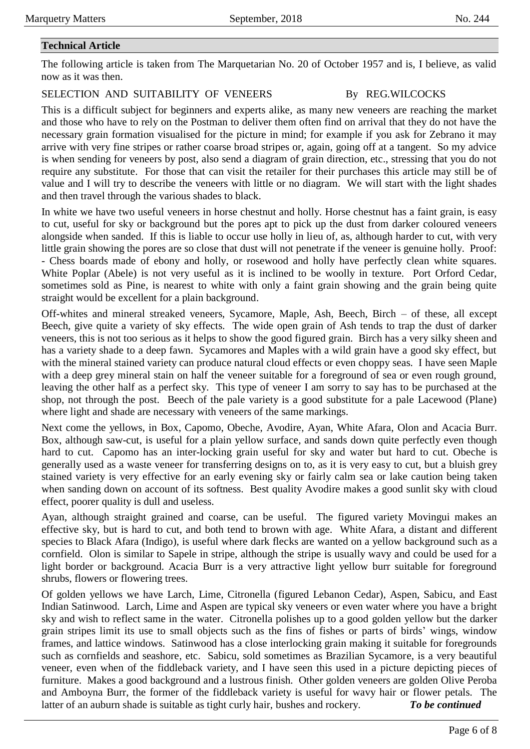## Technical Article

The following article is taken from The Marquetarian No. 20 of October 1957 and is, I believe, as valid now as it was then.

SELECTION AND SUITABILITY OF VENEERS By REG.WILCOCKS

This is a difficult subject for beginners and experts alike, as many new veneers are reaching the market and those who have to rely on the Postman to deliver them often find on arrival that they do not have the necessary grain formation visualised for the picture in mind; for example if you ask for Zebrano it may arrive with very fine stripes or rather coarse broad stripes or, again, going off at a tangent. So my advice is when sending for veneers by post, also send a diagram of grain direction, etc., stressing that you do not require any substitute. For those that can visit the retailer for their purchases this article may still be of value and I will try to describe the veneers with little or no diagram. We will start with the light shades and then travel through the various shades to black.

In white we have two useful veneers in horse chestnut and holly. Horse chestnut has a faint grain, is easy to cut, useful for sky or background but the pores apt to pick up the dust from darker coloured veneers alongside when sanded. If this is liable to occur use holly in lieu of, as, although harder to cut, with very little grain showing the pores are so close that dust will not penetrate if the veneer is genuine holly. Proof: - Chess boards made of ebony and holly, or rosewood and holly have perfectly clean white squares. White Poplar (Abele) is not very useful as it is inclined to be woolly in texture. Port Orford Cedar, sometimes sold as Pine, is nearest to white with only a faint grain showing and the grain being quite straight would be excellent for a plain background.

Off-whites and mineral streaked veneers, Sycamore, Maple, Ash, Beech, Birch – of these, all except Beech, give quite a variety of sky effects. The wide open grain of Ash tends to trap the dust of darker veneers, this is not too serious as it helps to show the good figured grain. Birch has a very silky sheen and has a variety shade to a deep fawn. Sycamores and Maples with a wild grain have a good sky effect, but with the mineral stained variety can produce natural cloud effects or even choppy seas. I have seen Maple with a deep grey mineral stain on half the veneer suitable for a foreground of sea or even rough ground, leaving the other half as a perfect sky. This type of veneer I am sorry to say has to be purchased at the shop, not through the post. Beech of the pale variety is a good substitute for a pale Lacewood (Plane) where light and shade are necessary with veneers of the same markings.

Next come the yellows, in Box, Capomo, Obeche, Avodire, Ayan, White Afara, Olon and Acacia Burr. Box, although saw-cut, is useful for a plain yellow surface, and sands down quite perfectly even though hard to cut. Capomo has an inter-locking grain useful for sky and water but hard to cut. Obeche is generally used as a waste veneer for transferring designs on to, as it is very easy to cut, but a bluish grey stained variety is very effective for an early evening sky or fairly calm sea or lake caution being taken when sanding down on account of its softness. Best quality Avodire makes a good sunlit sky with cloud effect, poorer quality is dull and useless.

Ayan, although straight grained and coarse, can be useful. The figured variety Movingui makes an effective sky, but is hard to cut, and both tend to brown with age. White Afara, a distant and different species to Black Afara (Indigo), is useful where dark flecks are wanted on a yellow background such as a cornfield. Olon is similar to Sapele in stripe, although the stripe is usually wavy and could be used for a light border or background. Acacia Burr is a very attractive light yellow burr suitable for foreground shrubs, flowers or flowering trees.

Of golden yellows we have Larch, Lime, Citronella (figured Lebanon Cedar), Aspen, Sabicu, and East Indian Satinwood. Larch, Lime and Aspen are typical sky veneers or even water where you have a bright sky and wish to reflect same in the water. Citronella polishes up to a good golden yellow but the darker grain stripes limit its use to small objects such as the fins of fishes or parts of birds' wings, window frames, and lattice windows. Satinwood has a close interlocking grain making it suitable for foregrounds such as cornfields and seashore, etc. Sabicu, sold sometimes as Brazilian Sycamore, is a very beautiful veneer, even when of the fiddleback variety, and I have seen this used in a picture depicting pieces of furniture. Makes a good background and a lustrous finish. Other golden veneers are golden Olive Peroba and Amboyna Burr, the former of the fiddleback variety is useful for wavy hair or flower petals. The latter of an auburn shade is suitable as tight curly hair, bushes and rockery. ***To be continued***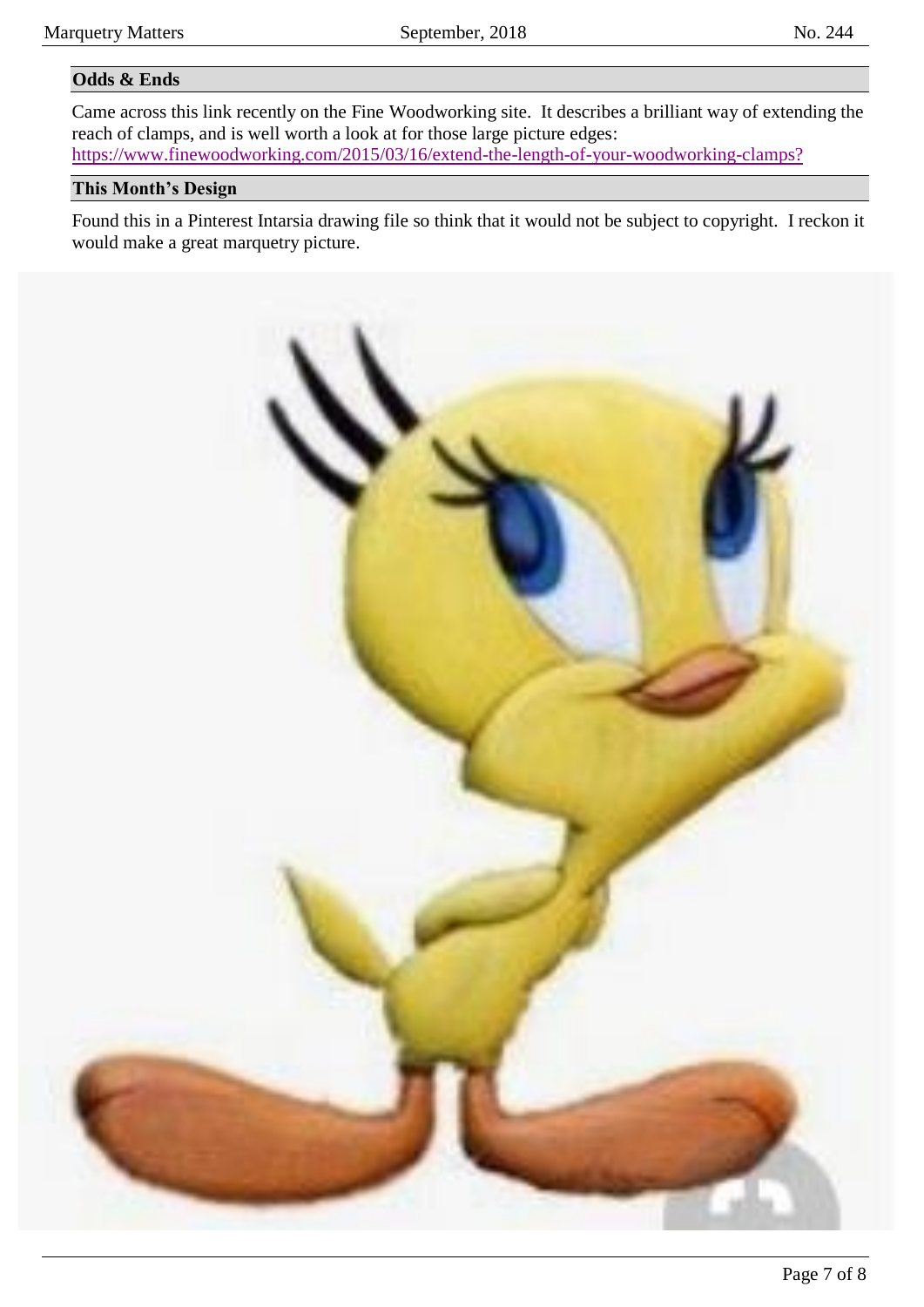## Odds & Ends

Came across this link recently on the Fine Woodworking site. It describes a brilliant way of extending the reach of clamps, and is well worth a look at for those large picture edges:
https://www.finewoodworking.com/2015/03/16/extend-the-length-of-your-woodworking-clamps?

## This Month's Design

Found this in a Pinterest Intarsia drawing file so think that it would not be subject to copyright. I reckon it would make a great marquetry picture.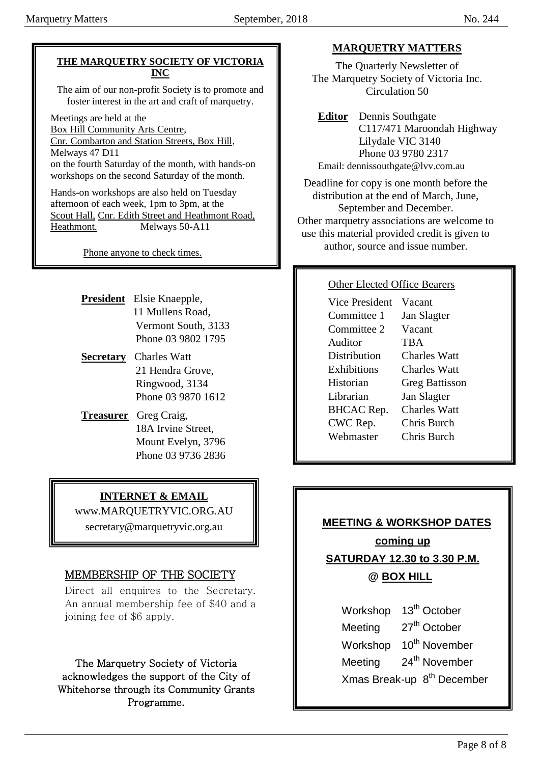## THE MARQUETRY SOCIETY OF VICTORIA INC

The aim of our non-profit Society is to promote and foster interest in the art and craft of marquetry.

Meetings are held at the
Box Hill Community Arts Centre,
Cnr. Combarton and Station Streets, Box Hill,
Melways 47 D11
on the fourth Saturday of the month, with hands-on workshops on the second Saturday of the month.

Hands-on workshops are also held on Tuesday afternoon of each week, 1pm to 3pm, at the Scout Hall, Cnr. Edith Street and Heathmont Road, Heathmont. Melways 50-A11

Phone anyone to check times.

**President** Elsie Knaepple,
11 Mullens Road,
Vermont South, 3133
Phone 03 9802 1795

**Secretary** Charles Watt
21 Hendra Grove,
Ringwood, 3134
Phone 03 9870 1612

**Treasurer** Greg Craig,
18A Irvine Street,
Mount Evelyn, 3796
Phone 03 9736 2836

### INTERNET & EMAIL

www.MARQUETRYVIC.ORG.AU
secretary@marquetryvic.org.au

### MEMBERSHIP OF THE SOCIETY

Direct all enquires to the Secretary. An annual membership fee of $40 and a joining fee of $6 apply.

The Marquetry Society of Victoria acknowledges the support of the City of Whitehorse through its Community Grants Programme.

## MARQUETRY MATTERS

The Quarterly Newsletter of
The Marquetry Society of Victoria Inc.
Circulation 50

**Editor** Dennis Southgate
C117/471 Maroondah Highway
Lilydale VIC 3140
Phone 03 9780 2317
Email: dennissouthgate@lvv.com.au

Deadline for copy is one month before the distribution at the end of March, June, September and December.
Other marquetry associations are welcome to use this material provided credit is given to author, source and issue number.

### Other Elected Office Bearers

| | |
|---|---|
| Vice President | Vacant |
| Committee 1 | Jan Slagter |
| Committee 2 | Vacant |
| Auditor | TBA |
| Distribution | Charles Watt |
| Exhibitions | Charles Watt |
| Historian | Greg Battisson |
| Librarian | Jan Slagter |
| BHCAC Rep. | Charles Watt |
| CWC Rep. | Chris Burch |
| Webmaster | Chris Burch |

### MEETING & WORKSHOP DATES coming up
### SATURDAY 12.30 to 3.30 P.M. @ BOX HILL

| | |
|---|---|
| Workshop | 13th October |
| Meeting | 27th October |
| Workshop | 10th November |
| Meeting | 24th November |
| Xmas Break-up | 8th December |